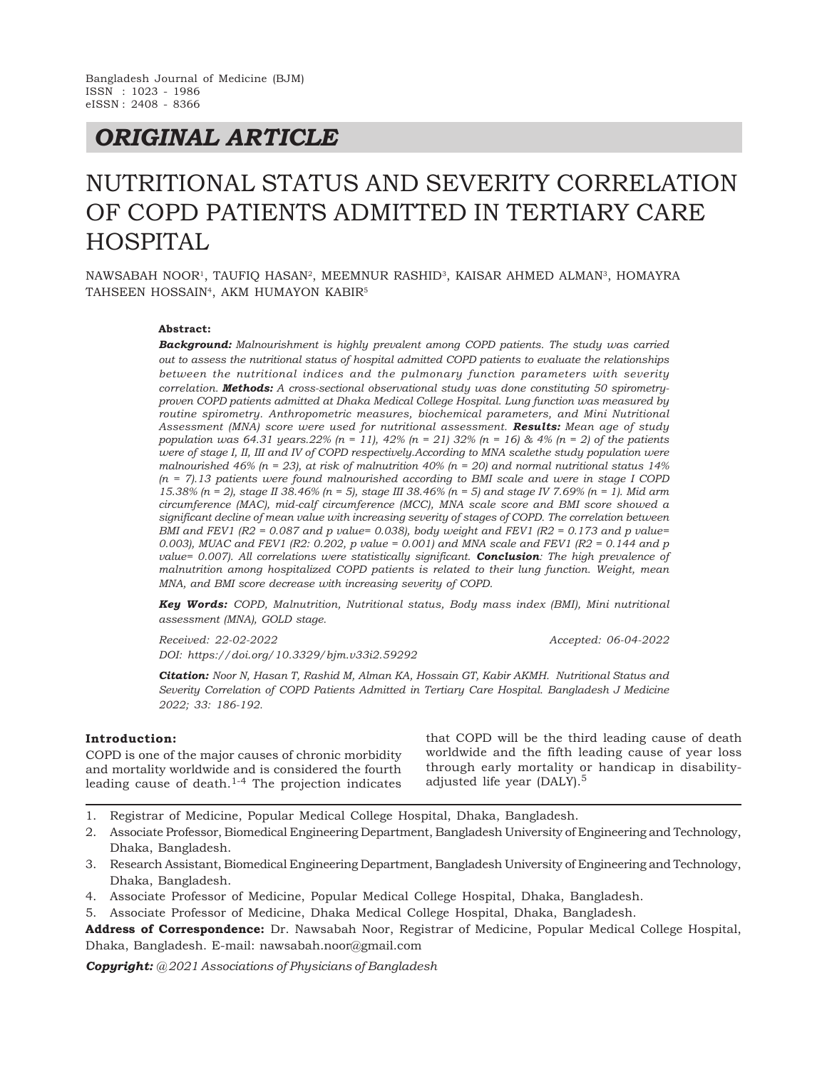Bangladesh Journal of Medicine (BJM)
ISSN : 1023 - 1986
eISSN : 2408 - 8366

## ORIGINAL ARTICLE

# NUTRITIONAL STATUS AND SEVERITY CORRELATION OF COPD PATIENTS ADMITTED IN TERTIARY CARE HOSPITAL

NAWSABAH NOOR[1], TAUFIQ HASAN[2], MEEMNUR RASHID[3], KAISAR AHMED ALMAN[3], HOMAYRA TAHSEEN HOSSAIN[4], AKM HUMAYON KABIR[5]

**Abstract:**

***Background:*** *Malnourishment is highly prevalent among COPD patients. The study was carried out to assess the nutritional status of hospital admitted COPD patients to evaluate the relationships between the nutritional indices and the pulmonary function parameters with severity correlation.* ***Methods:*** *A cross-sectional observational study was done constituting 50 spirometry-proven COPD patients admitted at Dhaka Medical College Hospital. Lung function was measured by routine spirometry. Anthropometric measures, biochemical parameters, and Mini Nutritional Assessment (MNA) score were used for nutritional assessment.* ***Results:*** *Mean age of study population was 64.31 years.22% (n = 11), 42% (n = 21) 32% (n = 16) & 4% (n = 2) of the patients were of stage I, II, III and IV of COPD respectively.According to MNA scalethe study population were malnourished 46% (n = 23), at risk of malnutrition 40% (n = 20) and normal nutritional status 14% (n = 7).13 patients were found malnourished according to BMI scale and were in stage I COPD 15.38% (n = 2), stage II 38.46% (n = 5), stage III 38.46% (n = 5) and stage IV 7.69% (n = 1). Mid arm circumference (MAC), mid-calf circumference (MCC), MNA scale score and BMI score showed a significant decline of mean value with increasing severity of stages of COPD. The correlation between BMI and FEV1 ($R^2$ = 0.087 and p value= 0.038), body weight and FEV1 ($R^2$ = 0.173 and p value= 0.003), MUAC and FEV1 ($R^2$: 0.202, p value = 0.001) and MNA scale and FEV1 ($R^2$ = 0.144 and p value= 0.007). All correlations were statistically significant.* ***Conclusion****: The high prevalence of malnutrition among hospitalized COPD patients is related to their lung function. Weight, mean MNA, and BMI score decrease with increasing severity of COPD.*

***Key Words:*** *COPD, Malnutrition, Nutritional status, Body mass index (BMI), Mini nutritional assessment (MNA), GOLD stage.*

*Received: 22-02-2022* *Accepted: 06-04-2022*

*DOI: https://doi.org/10.3329/bjm.v33i2.59292*

***Citation:*** *Noor N, Hasan T, Rashid M, Alman KA, Hossain GT, Kabir AKMH. Nutritional Status and Severity Correlation of COPD Patients Admitted in Tertiary Care Hospital. Bangladesh J Medicine 2022; 33: 186-192.*

### Introduction:

COPD is one of the major causes of chronic morbidity and mortality worldwide and is considered the fourth leading cause of death.[1-4] The projection indicates that COPD will be the third leading cause of death worldwide and the fifth leading cause of year loss through early mortality or handicap in disability-adjusted life year (DALY).[5]

1. Registrar of Medicine, Popular Medical College Hospital, Dhaka, Bangladesh.
2. Associate Professor, Biomedical Engineering Department, Bangladesh University of Engineering and Technology, Dhaka, Bangladesh.
3. Research Assistant, Biomedical Engineering Department, Bangladesh University of Engineering and Technology, Dhaka, Bangladesh.
4. Associate Professor of Medicine, Popular Medical College Hospital, Dhaka, Bangladesh.
5. Associate Professor of Medicine, Dhaka Medical College Hospital, Dhaka, Bangladesh.

**Address of Correspondence:** Dr. Nawsabah Noor, Registrar of Medicine, Popular Medical College Hospital, Dhaka, Bangladesh. E-mail: nawsabah.noor@gmail.com

***Copyright:*** *@2021 Associations of Physicians of Bangladesh*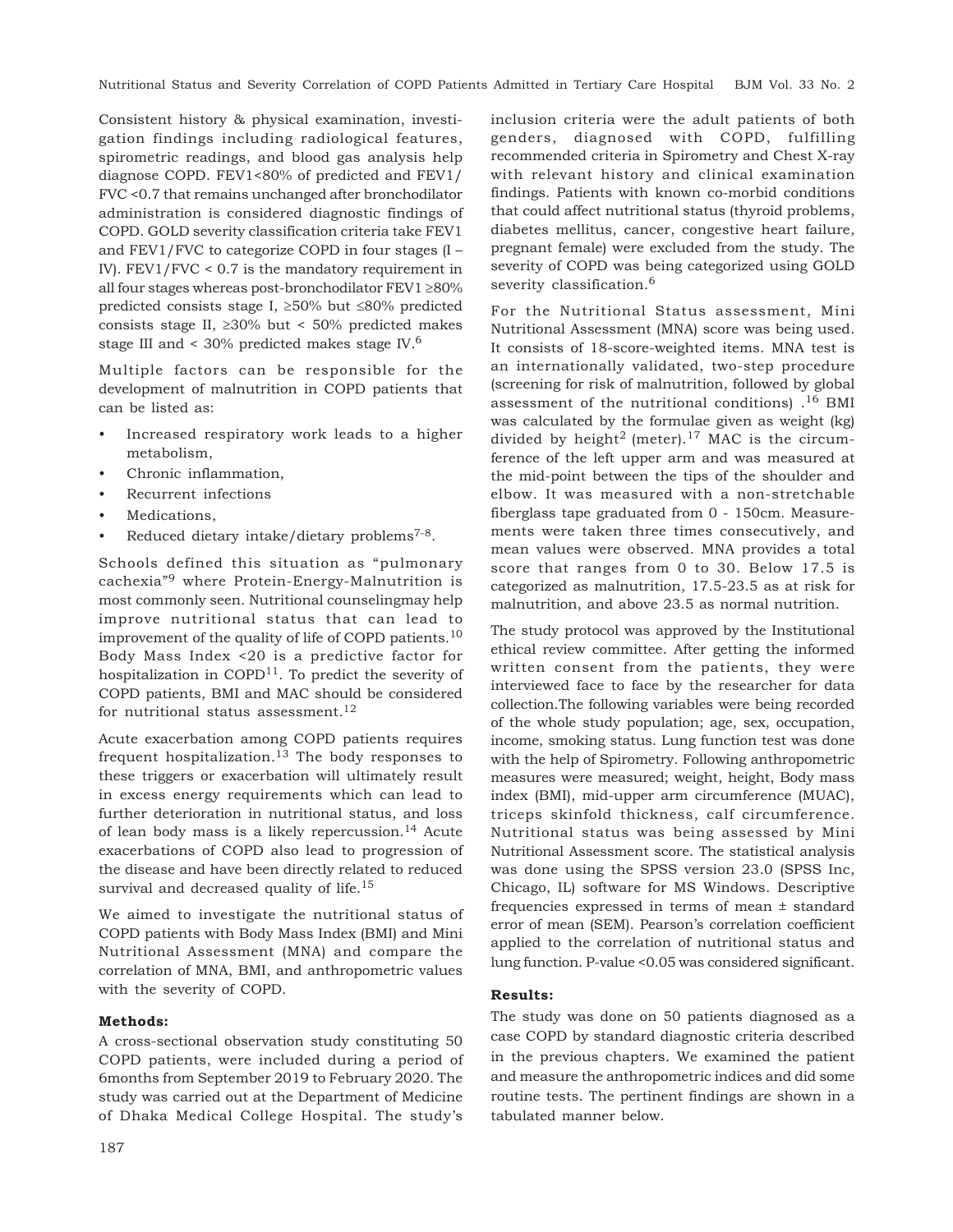Consistent history & physical examination, investigation findings including radiological features, spirometric readings, and blood gas analysis help diagnose COPD. FEV1<80% of predicted and FEV1/FVC <0.7 that remains unchanged after bronchodilator administration is considered diagnostic findings of COPD. GOLD severity classification criteria take FEV1 and FEV1/FVC to categorize COPD in four stages (I – IV). FEV1/FVC < 0.7 is the mandatory requirement in all four stages whereas post-bronchodilator FEV1 ≥80% predicted consists stage I, ≥50% but ≤80% predicted consists stage II, ≥30% but < 50% predicted makes stage III and < 30% predicted makes stage IV.[6]

Multiple factors can be responsible for the development of malnutrition in COPD patients that can be listed as:

- Increased respiratory work leads to a higher metabolism,
- Chronic inflammation,
- Recurrent infections
- Medications,
- Reduced dietary intake/dietary problems[7-8].

Schools defined this situation as "pulmonary cachexia"[9] where Protein-Energy-Malnutrition is most commonly seen. Nutritional counselingmay help improve nutritional status that can lead to improvement of the quality of life of COPD patients.[10] Body Mass Index <20 is a predictive factor for hospitalization in COPD[11]. To predict the severity of COPD patients, BMI and MAC should be considered for nutritional status assessment.[12]

Acute exacerbation among COPD patients requires frequent hospitalization.[13] The body responses to these triggers or exacerbation will ultimately result in excess energy requirements which can lead to further deterioration in nutritional status, and loss of lean body mass is a likely repercussion.[14] Acute exacerbations of COPD also lead to progression of the disease and have been directly related to reduced survival and decreased quality of life.[15]

We aimed to investigate the nutritional status of COPD patients with Body Mass Index (BMI) and Mini Nutritional Assessment (MNA) and compare the correlation of MNA, BMI, and anthropometric values with the severity of COPD.

**Methods:**

A cross-sectional observation study constituting 50 COPD patients, were included during a period of 6months from September 2019 to February 2020. The study was carried out at the Department of Medicine of Dhaka Medical College Hospital. The study's inclusion criteria were the adult patients of both genders, diagnosed with COPD, fulfilling recommended criteria in Spirometry and Chest X-ray with relevant history and clinical examination findings. Patients with known co-morbid conditions that could affect nutritional status (thyroid problems, diabetes mellitus, cancer, congestive heart failure, pregnant female) were excluded from the study. The severity of COPD was being categorized using GOLD severity classification.[6]

For the Nutritional Status assessment, Mini Nutritional Assessment (MNA) score was being used. It consists of 18-score-weighted items. MNA test is an internationally validated, two-step procedure (screening for risk of malnutrition, followed by global assessment of the nutritional conditions) .[16] BMI was calculated by the formulae given as weight (kg) divided by height$^2$ (meter).[17] MAC is the circumference of the left upper arm and was measured at the mid-point between the tips of the shoulder and elbow. It was measured with a non-stretchable fiberglass tape graduated from 0 - 150cm. Measurements were taken three times consecutively, and mean values were observed. MNA provides a total score that ranges from 0 to 30. Below 17.5 is categorized as malnutrition, 17.5-23.5 as at risk for malnutrition, and above 23.5 as normal nutrition.

The study protocol was approved by the Institutional ethical review committee. After getting the informed written consent from the patients, they were interviewed face to face by the researcher for data collection.The following variables were being recorded of the whole study population; age, sex, occupation, income, smoking status. Lung function test was done with the help of Spirometry. Following anthropometric measures were measured; weight, height, Body mass index (BMI), mid-upper arm circumference (MUAC), triceps skinfold thickness, calf circumference. Nutritional status was being assessed by Mini Nutritional Assessment score. The statistical analysis was done using the SPSS version 23.0 (SPSS Inc, Chicago, IL) software for MS Windows. Descriptive frequencies expressed in terms of mean ± standard error of mean (SEM). Pearson's correlation coefficient applied to the correlation of nutritional status and lung function. P-value <0.05 was considered significant.

**Results:**

The study was done on 50 patients diagnosed as a case COPD by standard diagnostic criteria described in the previous chapters. We examined the patient and measure the anthropometric indices and did some routine tests. The pertinent findings are shown in a tabulated manner below.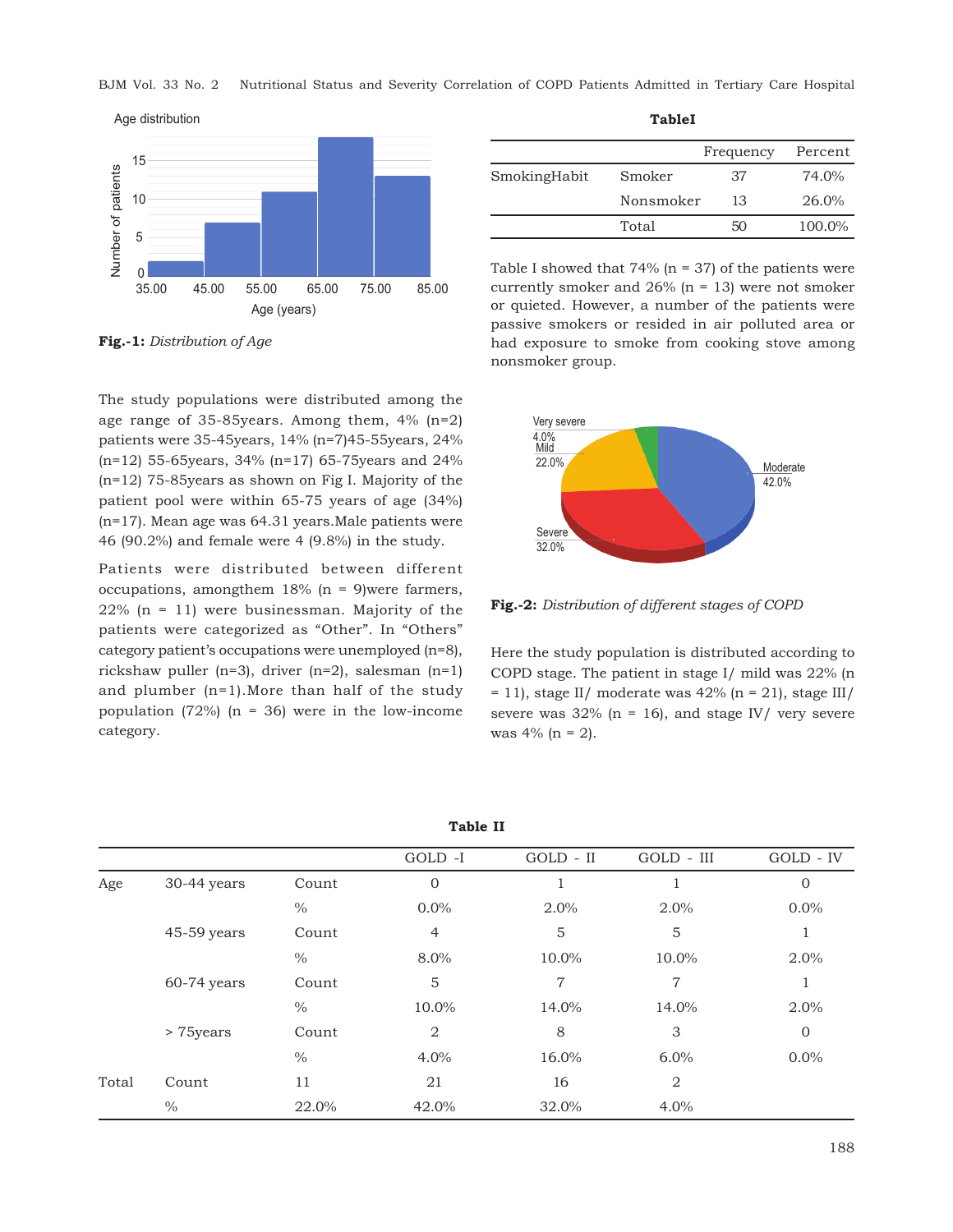Fig.-1: *Distribution of Age*

The study populations were distributed among the age range of 35-85years. Among them, 4% (n=2) patients were 35-45years, 14% (n=7)45-55years, 24% (n=12) 55-65years, 34% (n=17) 65-75years and 24% (n=12) 75-85years as shown on Fig I. Majority of the patient pool were within 65-75 years of age (34%) (n=17). Mean age was 64.31 years.Male patients were 46 (90.2%) and female were 4 (9.8%) in the study.

Patients were distributed between different occupations, amongthem 18% (n = 9)were farmers, 22% (n = 11) were businessman. Majority of the patients were categorized as "Other". In "Others" category patient's occupations were unemployed (n=8), rickshaw puller (n=3), driver (n=2), salesman (n=1) and plumber (n=1).More than half of the study population (72%) (n = 36) were in the low-income category.

**TableI**

| | | Frequency | Percent |
|---|---|---|---|
| SmokingHabit | Smoker | 37 | 74.0% |
| | Nonsmoker | 13 | 26.0% |
| | Total | 50 | 100.0% |

Table I showed that 74% (n = 37) of the patients were currently smoker and 26% (n = 13) were not smoker or quieted. However, a number of the patients were passive smokers or resided in air polluted area or had exposure to smoke from cooking stove among nonsmoker group.

Fig.-2: *Distribution of different stages of COPD*

Here the study population is distributed according to COPD stage. The patient in stage I/ mild was 22% (n = 11), stage II/ moderate was 42% (n = 21), stage III/ severe was 32% (n = 16), and stage IV/ very severe was 4% (n = 2).

**Table II**

| | | | GOLD -I | GOLD - II | GOLD - III | GOLD - IV |
|---|---|---|---|---|---|---|
| Age | 30-44 years | Count | 0 | 1 | 1 | 0 |
| | | % | 0.0% | 2.0% | 2.0% | 0.0% |
| | 45-59 years | Count | 4 | 5 | 5 | 1 |
| | | % | 8.0% | 10.0% | 10.0% | 2.0% |
| | 60-74 years | Count | 5 | 7 | 7 | 1 |
| | | % | 10.0% | 14.0% | 14.0% | 2.0% |
| | > 75years | Count | 2 | 8 | 3 | 0 |
| | | % | 4.0% | 16.0% | 6.0% | 0.0% |
| Total | Count | 11 | 21 | 16 | 2 | |
| | % | 22.0% | 42.0% | 32.0% | 4.0% | |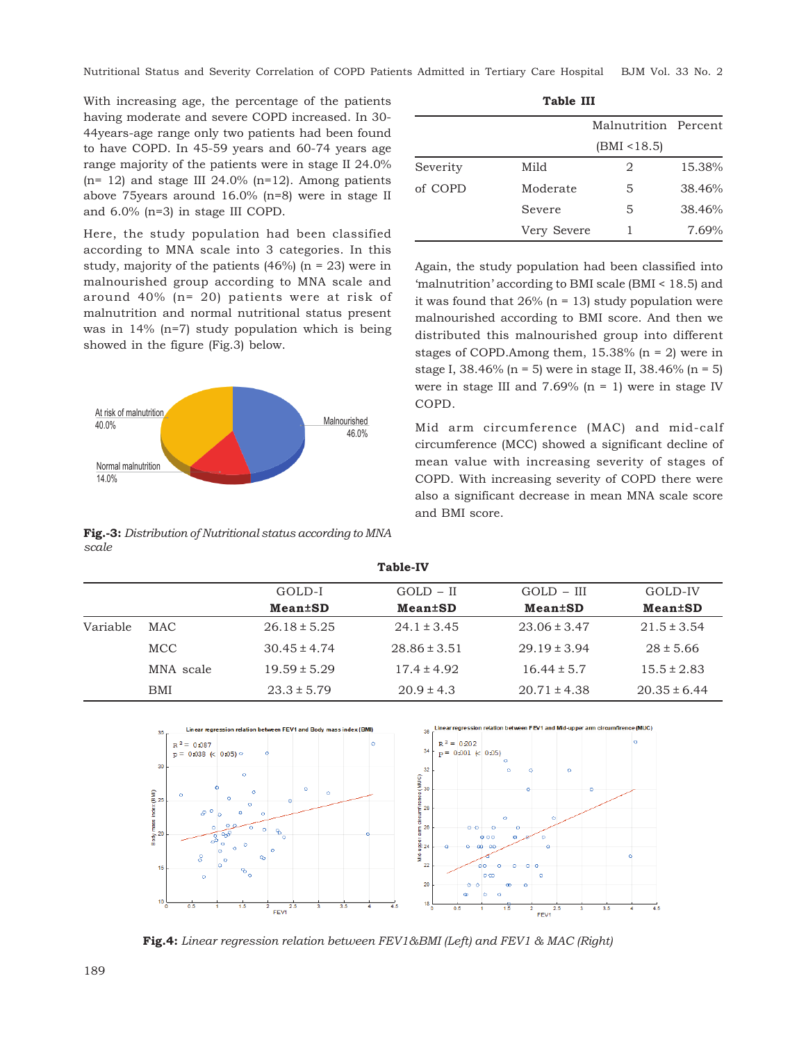With increasing age, the percentage of the patients having moderate and severe COPD increased. In 30-44years-age range only two patients had been found to have COPD. In 45-59 years and 60-74 years age range majority of the patients were in stage II 24.0% (n= 12) and stage III 24.0% (n=12). Among patients above 75years around 16.0% (n=8) were in stage II and 6.0% (n=3) in stage III COPD.

Here, the study population had been classified according to MNA scale into 3 categories. In this study, majority of the patients (46%) (n = 23) were in malnourished group according to MNA scale and around 40% (n= 20) patients were at risk of malnutrition and normal nutritional status present was in 14% (n=7) study population which is being showed in the figure (Fig.3) below.

**Fig.-3:** *Distribution of Nutritional status according to MNA scale*

**Table III**

| | | Malnutrition (BMI <18.5) | Percent |
|---|---|---|---|
| Severity of COPD | Mild | 2 | 15.38% |
| | Moderate | 5 | 38.46% |
| | Severe | 5 | 38.46% |
| | Very Severe | 1 | 7.69% |

Again, the study population had been classified into 'malnutrition' according to BMI scale (BMI < 18.5) and it was found that 26% (n = 13) study population were malnourished according to BMI score. And then we distributed this malnourished group into different stages of COPD.Among them, 15.38% (n = 2) were in stage I, 38.46% (n = 5) were in stage II, 38.46% (n = 5) were in stage III and 7.69% (n = 1) were in stage IV COPD.

Mid arm circumference (MAC) and mid-calf circumference (MCC) showed a significant decline of mean value with increasing severity of stages of COPD. With increasing severity of COPD there were also a significant decrease in mean MNA scale score and BMI score.

**Table-IV**

| | | GOLD-I **Mean±SD** | GOLD – II **Mean±SD** | GOLD – III **Mean±SD** | GOLD-IV **Mean±SD** |
|---|---|---|---|---|---|
| Variable | MAC | 26.18 ± 5.25 | 24.1 ± 3.45 | 23.06 ± 3.47 | 21.5 ± 3.54 |
| | MCC | 30.45 ± 4.74 | 28.86 ± 3.51 | 29.19 ± 3.94 | 28 ± 5.66 |
| | MNA scale | 19.59 ± 5.29 | 17.4 ± 4.92 | 16.44 ± 5.7 | 15.5 ± 2.83 |
| | BMI | 23.3 ± 5.79 | 20.9 ± 4.3 | 20.71 ± 4.38 | 20.35 ± 6.44 |

**Fig.4:** *Linear regression relation between FEV1&BMI (Left) and FEV1 & MAC (Right)*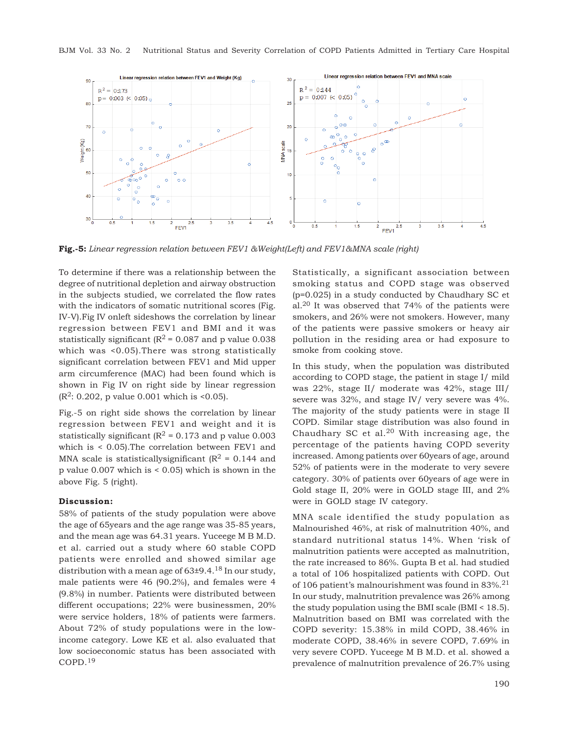**Fig.-5:** *Linear regression relation between FEV1 &Weight(Left) and FEV1&MNA scale (right)*

To determine if there was a relationship between the degree of nutritional depletion and airway obstruction in the subjects studied, we correlated the flow rates with the indicators of somatic nutritional scores (Fig. IV-V).Fig IV onleft sideshows the correlation by linear regression between FEV1 and BMI and it was statistically significant ($R^2$ = 0.087 and p value 0.038 which was <0.05).There was strong statistically significant correlation between FEV1 and Mid upper arm circumference (MAC) had been found which is shown in Fig IV on right side by linear regression ($R^2$: 0.202, p value 0.001 which is <0.05).

Fig.-5 on right side shows the correlation by linear regression between FEV1 and weight and it is statistically significant ($R^2$ = 0.173 and p value 0.003 which is < 0.05).The correlation between FEV1 and MNA scale is statisticallysignificant ($R^2$ = 0.144 and p value 0.007 which is < 0.05) which is shown in the above Fig. 5 (right).

**Discussion:**

58% of patients of the study population were above the age of 65years and the age range was 35-85 years, and the mean age was 64.31 years. Yuceege M B M.D. et al. carried out a study where 60 stable COPD patients were enrolled and showed similar age distribution with a mean age of 63±9.4.[18] In our study, male patients were 46 (90.2%), and females were 4 (9.8%) in number. Patients were distributed between different occupations; 22% were businessmen, 20% were service holders, 18% of patients were farmers. About 72% of study populations were in the low-income category. Lowe KE et al. also evaluated that low socioeconomic status has been associated with COPD.[19]

Statistically, a significant association between smoking status and COPD stage was observed (p=0.025) in a study conducted by Chaudhary SC et al.[20] It was observed that 74% of the patients were smokers, and 26% were not smokers. However, many of the patients were passive smokers or heavy air pollution in the residing area or had exposure to smoke from cooking stove.

In this study, when the population was distributed according to COPD stage, the patient in stage I/ mild was 22%, stage II/ moderate was 42%, stage III/ severe was 32%, and stage IV/ very severe was 4%. The majority of the study patients were in stage II COPD. Similar stage distribution was also found in Chaudhary SC et al.[20] With increasing age, the percentage of the patients having COPD severity increased. Among patients over 60years of age, around 52% of patients were in the moderate to very severe category. 30% of patients over 60years of age were in Gold stage II, 20% were in GOLD stage III, and 2% were in GOLD stage IV category.

MNA scale identified the study population as Malnourished 46%, at risk of malnutrition 40%, and standard nutritional status 14%. When 'risk of malnutrition patients were accepted as malnutrition, the rate increased to 86%. Gupta B et al. had studied a total of 106 hospitalized patients with COPD. Out of 106 patient's malnourishment was found in 83%.[21] In our study, malnutrition prevalence was 26% among the study population using the BMI scale (BMI < 18.5). Malnutrition based on BMI was correlated with the COPD severity: 15.38% in mild COPD, 38.46% in moderate COPD, 38.46% in severe COPD, 7.69% in very severe COPD. Yuceege M B M.D. et al. showed a prevalence of malnutrition prevalence of 26.7% using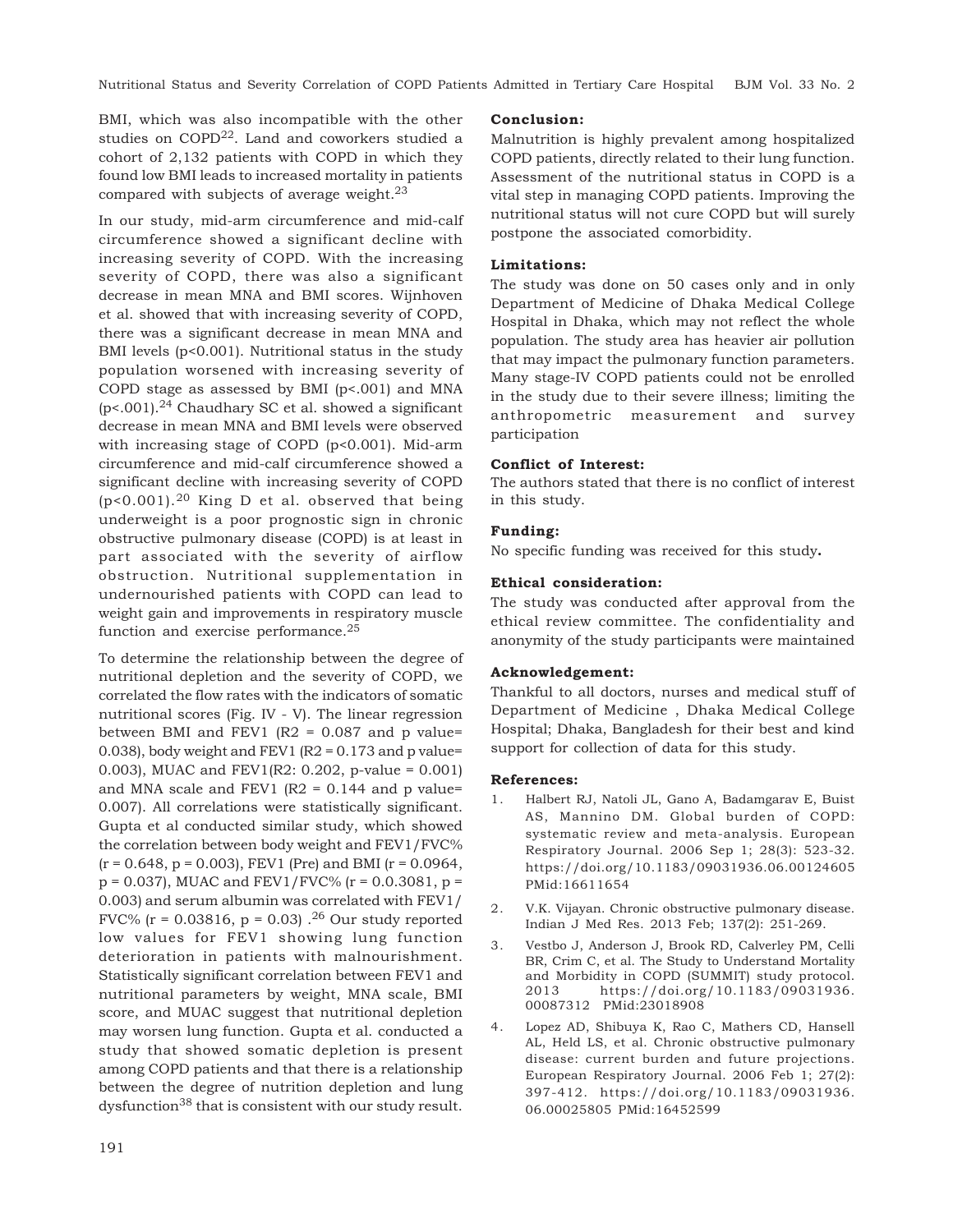BMI, which was also incompatible with the other studies on COPD[22]. Land and coworkers studied a cohort of 2,132 patients with COPD in which they found low BMI leads to increased mortality in patients compared with subjects of average weight.[23]

In our study, mid-arm circumference and mid-calf circumference showed a significant decline with increasing severity of COPD. With the increasing severity of COPD, there was also a significant decrease in mean MNA and BMI scores. Wijnhoven et al. showed that with increasing severity of COPD, there was a significant decrease in mean MNA and BMI levels ($p<0.001$). Nutritional status in the study population worsened with increasing severity of COPD stage as assessed by BMI ($p<.001$) and MNA ($p<.001$).[24] Chaudhary SC et al. showed a significant decrease in mean MNA and BMI levels were observed with increasing stage of COPD ($p<0.001$). Mid-arm circumference and mid-calf circumference showed a significant decline with increasing severity of COPD ($p<0.001$).[20] King D et al. observed that being underweight is a poor prognostic sign in chronic obstructive pulmonary disease (COPD) is at least in part associated with the severity of airflow obstruction. Nutritional supplementation in undernourished patients with COPD can lead to weight gain and improvements in respiratory muscle function and exercise performance.[25]

To determine the relationship between the degree of nutritional depletion and the severity of COPD, we correlated the flow rates with the indicators of somatic nutritional scores (Fig. IV - V). The linear regression between BMI and FEV1 ($R2 = 0.087$ and p value= 0.038), body weight and FEV1 ($R2 = 0.173$ and p value= 0.003), MUAC and FEV1(R2: 0.202, p-value = 0.001) and MNA scale and FEV1 ($R2 = 0.144$ and p value= 0.007). All correlations were statistically significant. Gupta et al conducted similar study, which showed the correlation between body weight and FEV1/FVC% ($r = 0.648$, $p = 0.003$), FEV1 (Pre) and BMI ($r = 0.0964$, $p = 0.037$), MUAC and FEV1/FVC% ($r = 0.3081$, $p = 0.003$) and serum albumin was correlated with FEV1/ FVC% ($r = 0.03816$, $p = 0.03$) .[26] Our study reported low values for FEV1 showing lung function deterioration in patients with malnourishment. Statistically significant correlation between FEV1 and nutritional parameters by weight, MNA scale, BMI score, and MUAC suggest that nutritional depletion may worsen lung function. Gupta et al. conducted a study that showed somatic depletion is present among COPD patients and that there is a relationship between the degree of nutrition depletion and lung dysfunction[38] that is consistent with our study result.

**Conclusion:**

Malnutrition is highly prevalent among hospitalized COPD patients, directly related to their lung function. Assessment of the nutritional status in COPD is a vital step in managing COPD patients. Improving the nutritional status will not cure COPD but will surely postpone the associated comorbidity.

**Limitations:**

The study was done on 50 cases only and in only Department of Medicine of Dhaka Medical College Hospital in Dhaka, which may not reflect the whole population. The study area has heavier air pollution that may impact the pulmonary function parameters. Many stage-IV COPD patients could not be enrolled in the study due to their severe illness; limiting the anthropometric measurement and survey participation

**Conflict of Interest:**

The authors stated that there is no conflict of interest in this study.

**Funding:**

No specific funding was received for this study**.**

**Ethical consideration:**

The study was conducted after approval from the ethical review committee. The confidentiality and anonymity of the study participants were maintained

**Acknowledgement:**

Thankful to all doctors, nurses and medical stuff of Department of Medicine , Dhaka Medical College Hospital; Dhaka, Bangladesh for their best and kind support for collection of data for this study.

**References:**

1. Halbert RJ, Natoli JL, Gano A, Badamgarav E, Buist AS, Mannino DM. Global burden of COPD: systematic review and meta-analysis. European Respiratory Journal. 2006 Sep 1; 28(3): 523-32. https://doi.org/10.1183/09031936.06.00124605 PMid:16611654
2. V.K. Vijayan. Chronic obstructive pulmonary disease. Indian J Med Res. 2013 Feb; 137(2): 251-269.
3. Vestbo J, Anderson J, Brook RD, Calverley PM, Celli BR, Crim C, et al. The Study to Understand Mortality and Morbidity in COPD (SUMMIT) study protocol. 2013 https://doi.org/10.1183/09031936.00087312 PMid:23018908
4. Lopez AD, Shibuya K, Rao C, Mathers CD, Hansell AL, Held LS, et al. Chronic obstructive pulmonary disease: current burden and future projections. European Respiratory Journal. 2006 Feb 1; 27(2): 397-412. https://doi.org/10.1183/09031936.06.00025805 PMid:16452599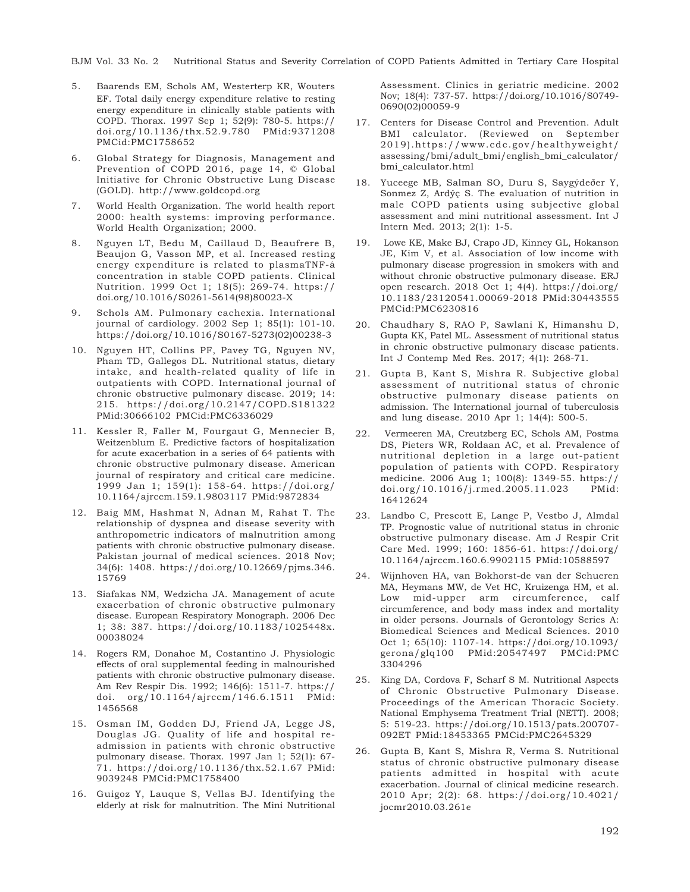5. Baarends EM, Schols AM, Westerterp KR, Wouters EF. Total daily energy expenditure relative to resting energy expenditure in clinically stable patients with COPD. Thorax. 1997 Sep 1; 52(9): 780-5. https://doi.org/10.1136/thx.52.9.780 PMid:9371208 PMCid:PMC1758652

6. Global Strategy for Diagnosis, Management and Prevention of COPD 2016, page 14, © Global Initiative for Chronic Obstructive Lung Disease (GOLD). http://www.goldcopd.org

7. World Health Organization. The world health report 2000: health systems: improving performance. World Health Organization; 2000.

8. Nguyen LT, Bedu M, Caillaud D, Beaufrere B, Beaujon G, Vasson MP, et al. Increased resting energy expenditure is related to plasmaTNF-á concentration in stable COPD patients. Clinical Nutrition. 1999 Oct 1; 18(5): 269-74. https://doi.org/10.1016/S0261-5614(98)80023-X

9. Schols AM. Pulmonary cachexia. International journal of cardiology. 2002 Sep 1; 85(1): 101-10. https://doi.org/10.1016/S0167-5273(02)00238-3

10. Nguyen HT, Collins PF, Pavey TG, Nguyen NV, Pham TD, Gallegos DL. Nutritional status, dietary intake, and health-related quality of life in outpatients with COPD. International journal of chronic obstructive pulmonary disease. 2019; 14: 215. https://doi.org/10.2147/COPD.S181322 PMid:30666102 PMCid:PMC6336029

11. Kessler R, Faller M, Fourgaut G, Mennecier B, Weitzenblum E. Predictive factors of hospitalization for acute exacerbation in a series of 64 patients with chronic obstructive pulmonary disease. American journal of respiratory and critical care medicine. 1999 Jan 1; 159(1): 158-64. https://doi.org/10.1164/ajrccm.159.1.9803117 PMid:9872834

12. Baig MM, Hashmat N, Adnan M, Rahat T. The relationship of dyspnea and disease severity with anthropometric indicators of malnutrition among patients with chronic obstructive pulmonary disease. Pakistan journal of medical sciences. 2018 Nov; 34(6): 1408. https://doi.org/10.12669/pjms.346.15769

13. Siafakas NM, Wedzicha JA. Management of acute exacerbation of chronic obstructive pulmonary disease. European Respiratory Monograph. 2006 Dec 1; 38: 387. https://doi.org/10.1183/1025448x.00038024

14. Rogers RM, Donahoe M, Costantino J. Physiologic effects of oral supplemental feeding in malnourished patients with chronic obstructive pulmonary disease. Am Rev Respir Dis. 1992; 146(6): 1511-7. https://doi. org/10.1164/ajrccm/146.6.1511 PMid:1456568

15. Osman IM, Godden DJ, Friend JA, Legge JS, Douglas JG. Quality of life and hospital re-admission in patients with chronic obstructive pulmonary disease. Thorax. 1997 Jan 1; 52(1): 67-71. https://doi.org/10.1136/thx.52.1.67 PMid:9039248 PMCid:PMC1758400

16. Guigoz Y, Lauque S, Vellas BJ. Identifying the elderly at risk for malnutrition. The Mini Nutritional Assessment. Clinics in geriatric medicine. 2002 Nov; 18(4): 737-57. https://doi.org/10.1016/S0749-0690(02)00059-9

17. Centers for Disease Control and Prevention. Adult BMI calculator. (Reviewed on September 2019).https://www.cdc.gov/healthyweight/assessing/bmi/adult_bmi/english_bmi_calculator/bmi_calculator.html

18. Yuceege MB, Salman SO, Duru S, Saygýdeðer Y, Sonmez Z, Ardýç S. The evaluation of nutrition in male COPD patients using subjective global assessment and mini nutritional assessment. Int J Intern Med. 2013; 2(1): 1-5.

19. Lowe KE, Make BJ, Crapo JD, Kinney GL, Hokanson JE, Kim V, et al. Association of low income with pulmonary disease progression in smokers with and without chronic obstructive pulmonary disease. ERJ open research. 2018 Oct 1; 4(4). https://doi.org/10.1183/23120541.00069-2018 PMid:30443555 PMCid:PMC6230816

20. Chaudhary S, RAO P, Sawlani K, Himanshu D, Gupta KK, Patel ML. Assessment of nutritional status in chronic obstructive pulmonary disease patients. Int J Contemp Med Res. 2017; 4(1): 268-71.

21. Gupta B, Kant S, Mishra R. Subjective global assessment of nutritional status of chronic obstructive pulmonary disease patients on admission. The International journal of tuberculosis and lung disease. 2010 Apr 1; 14(4): 500-5.

22. Vermeeren MA, Creutzberg EC, Schols AM, Postma DS, Pieters WR, Roldaan AC, et al. Prevalence of nutritional depletion in a large out-patient population of patients with COPD. Respiratory medicine. 2006 Aug 1; 100(8): 1349-55. https://doi.org/10.1016/j.rmed.2005.11.023 PMid:16412624

23. Landbo C, Prescott E, Lange P, Vestbo J, Almdal TP. Prognostic value of nutritional status in chronic obstructive pulmonary disease. Am J Respir Crit Care Med. 1999; 160: 1856-61. https://doi.org/10.1164/ajrccm.160.6.9902115 PMid:10588597

24. Wijnhoven HA, van Bokhorst-de van der Schueren MA, Heymans MW, de Vet HC, Kruizenga HM, et al. Low mid-upper arm circumference, calf circumference, and body mass index and mortality in older persons. Journals of Gerontology Series A: Biomedical Sciences and Medical Sciences. 2010 Oct 1; 65(10): 1107-14. https://doi.org/10.1093/gerona/glq100 PMid:20547497 PMCid:PMC3304296

25. King DA, Cordova F, Scharf S M. Nutritional Aspects of Chronic Obstructive Pulmonary Disease. Proceedings of the American Thoracic Society. National Emphysema Treatment Trial (NETT). 2008; 5: 519-23. https://doi.org/10.1513/pats.200707-092ET PMid:18453365 PMCid:PMC2645329

26. Gupta B, Kant S, Mishra R, Verma S. Nutritional status of chronic obstructive pulmonary disease patients admitted in hospital with acute exacerbation. Journal of clinical medicine research. 2010 Apr; 2(2): 68. https://doi.org/10.4021/jocmr2010.03.261e